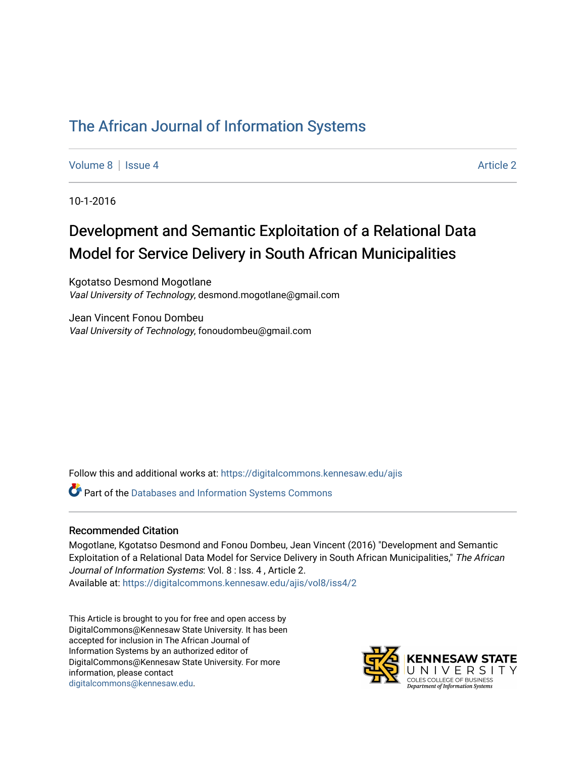# The African Journal of Information Systems

Volume 8 | Issue 4 Article 2

10-1-2016

## Development and Semantic Exploitation of a Relational Data Model for Service Delivery in South African Municipalities

Kgotatso Desmond Mogotlane
*Vaal University of Technology*, desmond.mogotlane@gmail.com

Jean Vincent Fonou Dombeu
*Vaal University of Technology*, fonoudombeu@gmail.com

Follow this and additional works at: https://digitalcommons.kennesaw.edu/ajis

Part of the Databases and Information Systems Commons

### Recommended Citation

Mogotlane, Kgotatso Desmond and Fonou Dombeu, Jean Vincent (2016) "Development and Semantic Exploitation of a Relational Data Model for Service Delivery in South African Municipalities," *The African Journal of Information Systems*: Vol. 8 : Iss. 4 , Article 2.
Available at: https://digitalcommons.kennesaw.edu/ajis/vol8/iss4/2

This Article is brought to you for free and open access by DigitalCommons@Kennesaw State University. It has been accepted for inclusion in The African Journal of Information Systems by an authorized editor of DigitalCommons@Kennesaw State University. For more information, please contact digitalcommons@kennesaw.edu.

KENNESAW STATE UNIVERSITY
COLES COLLEGE OF BUSINESS
Department of Information Systems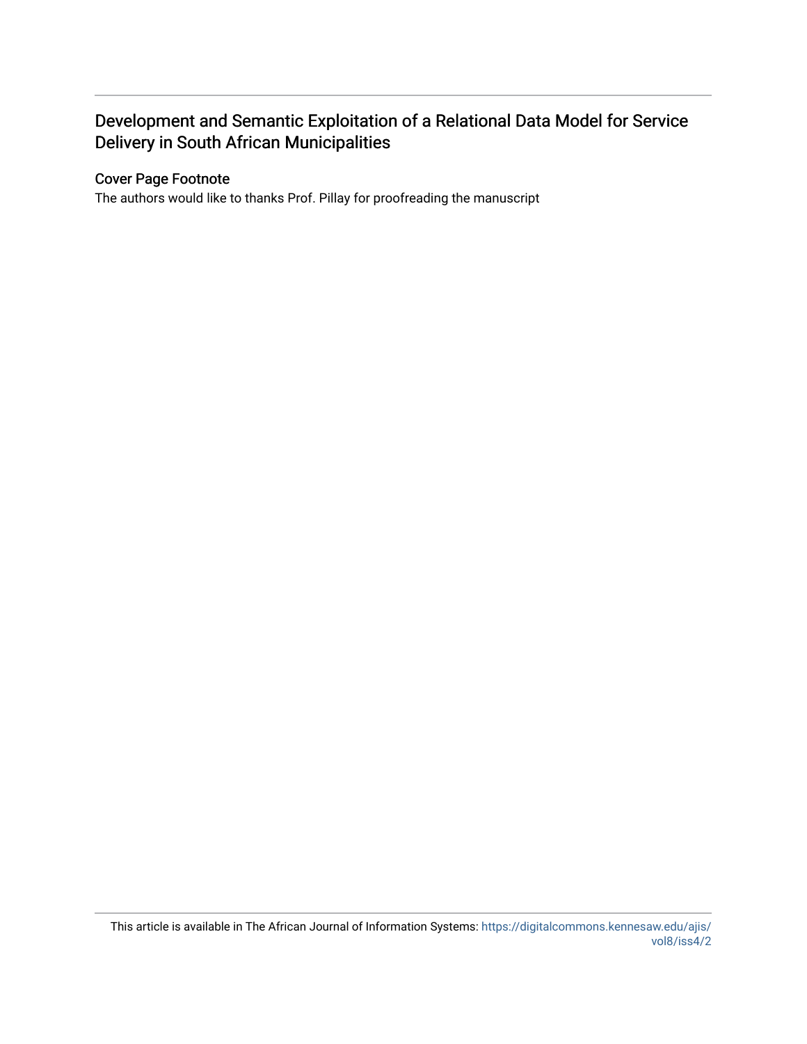# Development and Semantic Exploitation of a Relational Data Model for Service Delivery in South African Municipalities

## Cover Page Footnote

The authors would like to thanks Prof. Pillay for proofreading the manuscript

This article is available in The African Journal of Information Systems: https://digitalcommons.kennesaw.edu/ajis/vol8/iss4/2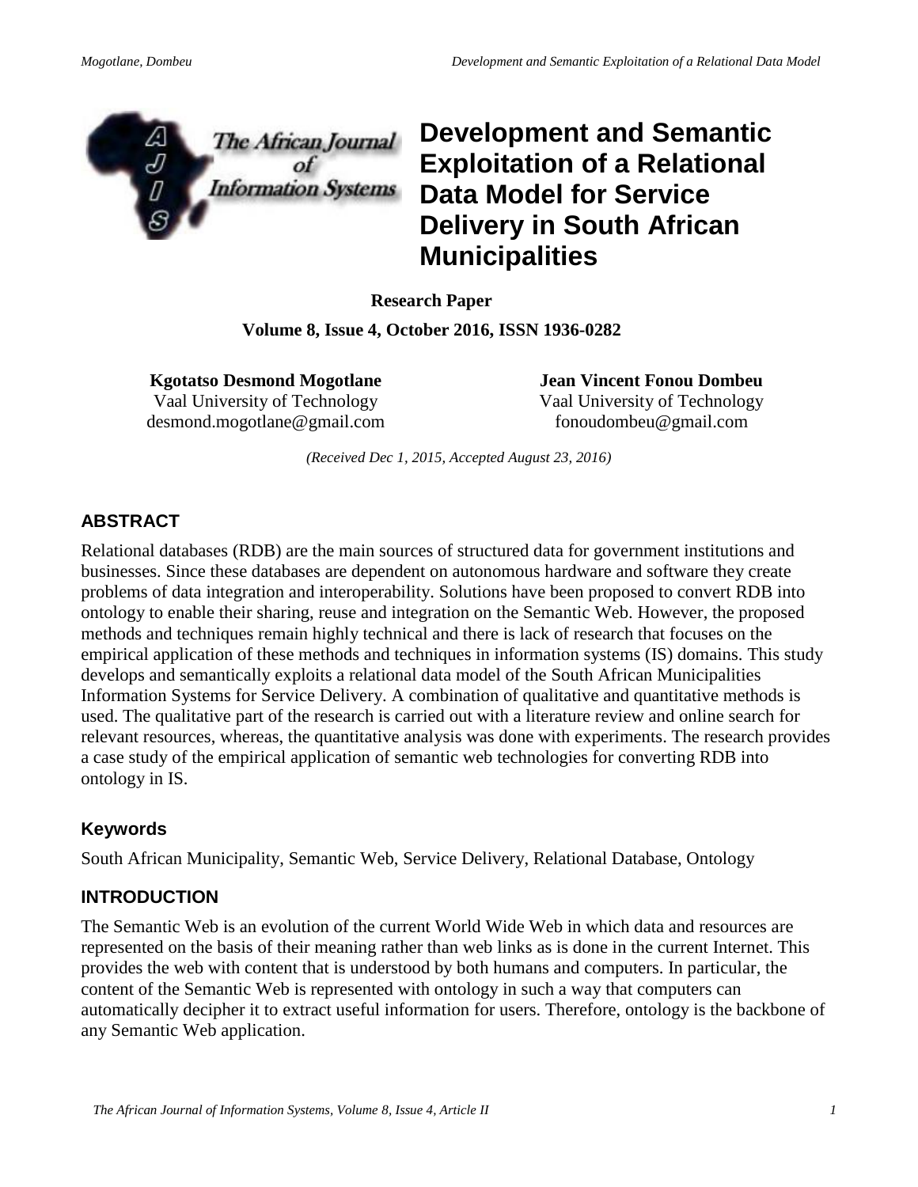# Development and Semantic Exploitation of a Relational Data Model for Service Delivery in South African Municipalities

**Research Paper**

**Volume 8, Issue 4, October 2016, ISSN 1936-0282**

**Kgotatso Desmond Mogotlane**
Vaal University of Technology
desmond.mogotlane@gmail.com

**Jean Vincent Fonou Dombeu**
Vaal University of Technology
fonoudombeu@gmail.com

*(Received Dec 1, 2015, Accepted August 23, 2016)*

## ABSTRACT

Relational databases (RDB) are the main sources of structured data for government institutions and businesses. Since these databases are dependent on autonomous hardware and software they create problems of data integration and interoperability. Solutions have been proposed to convert RDB into ontology to enable their sharing, reuse and integration on the Semantic Web. However, the proposed methods and techniques remain highly technical and there is lack of research that focuses on the empirical application of these methods and techniques in information systems (IS) domains. This study develops and semantically exploits a relational data model of the South African Municipalities Information Systems for Service Delivery. A combination of qualitative and quantitative methods is used. The qualitative part of the research is carried out with a literature review and online search for relevant resources, whereas, the quantitative analysis was done with experiments. The research provides a case study of the empirical application of semantic web technologies for converting RDB into ontology in IS.

### Keywords

South African Municipality, Semantic Web, Service Delivery, Relational Database, Ontology

## INTRODUCTION

The Semantic Web is an evolution of the current World Wide Web in which data and resources are represented on the basis of their meaning rather than web links as is done in the current Internet. This provides the web with content that is understood by both humans and computers. In particular, the content of the Semantic Web is represented with ontology in such a way that computers can automatically decipher it to extract useful information for users. Therefore, ontology is the backbone of any Semantic Web application.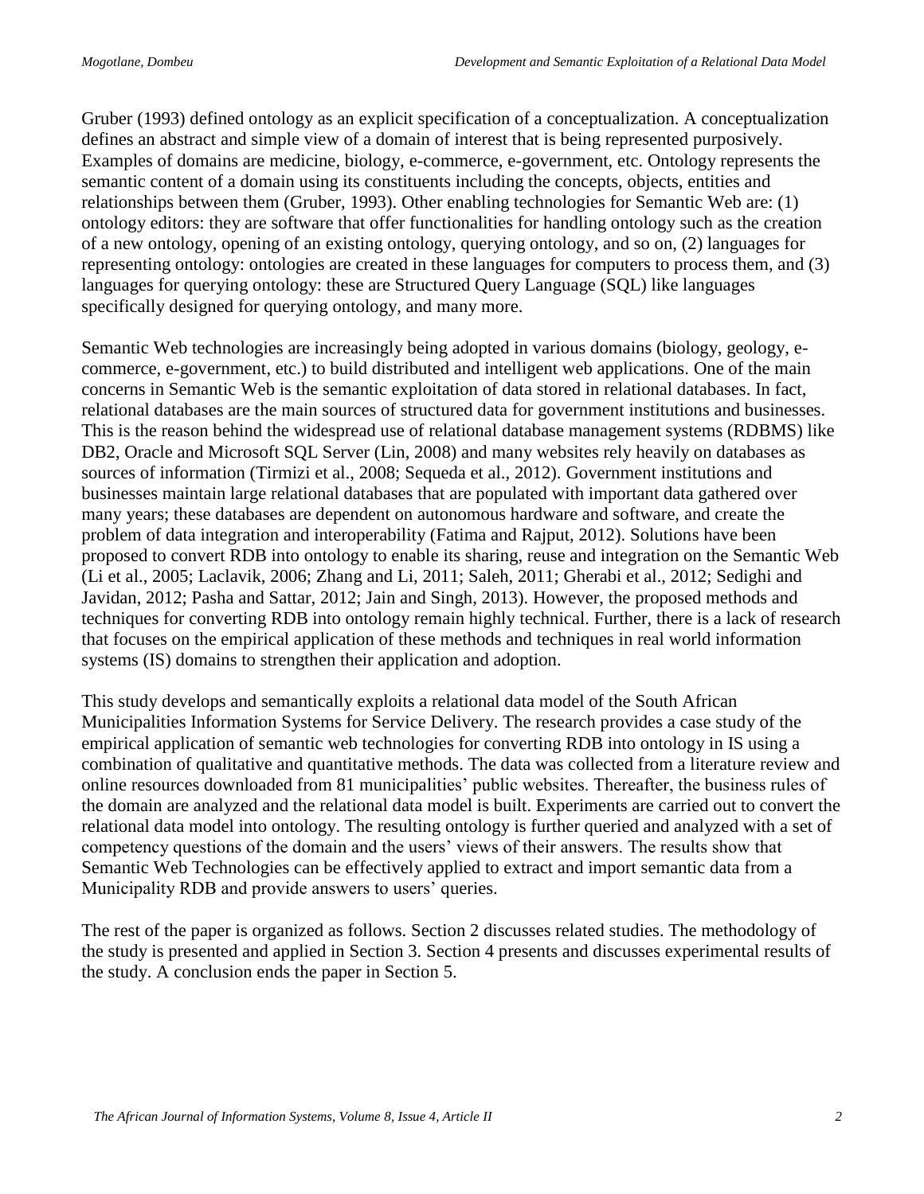Gruber (1993) defined ontology as an explicit specification of a conceptualization. A conceptualization defines an abstract and simple view of a domain of interest that is being represented purposively. Examples of domains are medicine, biology, e-commerce, e-government, etc. Ontology represents the semantic content of a domain using its constituents including the concepts, objects, entities and relationships between them (Gruber, 1993). Other enabling technologies for Semantic Web are: (1) ontology editors: they are software that offer functionalities for handling ontology such as the creation of a new ontology, opening of an existing ontology, querying ontology, and so on, (2) languages for representing ontology: ontologies are created in these languages for computers to process them, and (3) languages for querying ontology: these are Structured Query Language (SQL) like languages specifically designed for querying ontology, and many more.

Semantic Web technologies are increasingly being adopted in various domains (biology, geology, e-commerce, e-government, etc.) to build distributed and intelligent web applications. One of the main concerns in Semantic Web is the semantic exploitation of data stored in relational databases. In fact, relational databases are the main sources of structured data for government institutions and businesses. This is the reason behind the widespread use of relational database management systems (RDBMS) like DB2, Oracle and Microsoft SQL Server (Lin, 2008) and many websites rely heavily on databases as sources of information (Tirmizi et al., 2008; Sequeda et al., 2012). Government institutions and businesses maintain large relational databases that are populated with important data gathered over many years; these databases are dependent on autonomous hardware and software, and create the problem of data integration and interoperability (Fatima and Rajput, 2012). Solutions have been proposed to convert RDB into ontology to enable its sharing, reuse and integration on the Semantic Web (Li et al., 2005; Laclavik, 2006; Zhang and Li, 2011; Saleh, 2011; Gherabi et al., 2012; Sedighi and Javidan, 2012; Pasha and Sattar, 2012; Jain and Singh, 2013). However, the proposed methods and techniques for converting RDB into ontology remain highly technical. Further, there is a lack of research that focuses on the empirical application of these methods and techniques in real world information systems (IS) domains to strengthen their application and adoption.

This study develops and semantically exploits a relational data model of the South African Municipalities Information Systems for Service Delivery. The research provides a case study of the empirical application of semantic web technologies for converting RDB into ontology in IS using a combination of qualitative and quantitative methods. The data was collected from a literature review and online resources downloaded from 81 municipalities' public websites. Thereafter, the business rules of the domain are analyzed and the relational data model is built. Experiments are carried out to convert the relational data model into ontology. The resulting ontology is further queried and analyzed with a set of competency questions of the domain and the users' views of their answers. The results show that Semantic Web Technologies can be effectively applied to extract and import semantic data from a Municipality RDB and provide answers to users' queries.

The rest of the paper is organized as follows. Section 2 discusses related studies. The methodology of the study is presented and applied in Section 3. Section 4 presents and discusses experimental results of the study. A conclusion ends the paper in Section 5.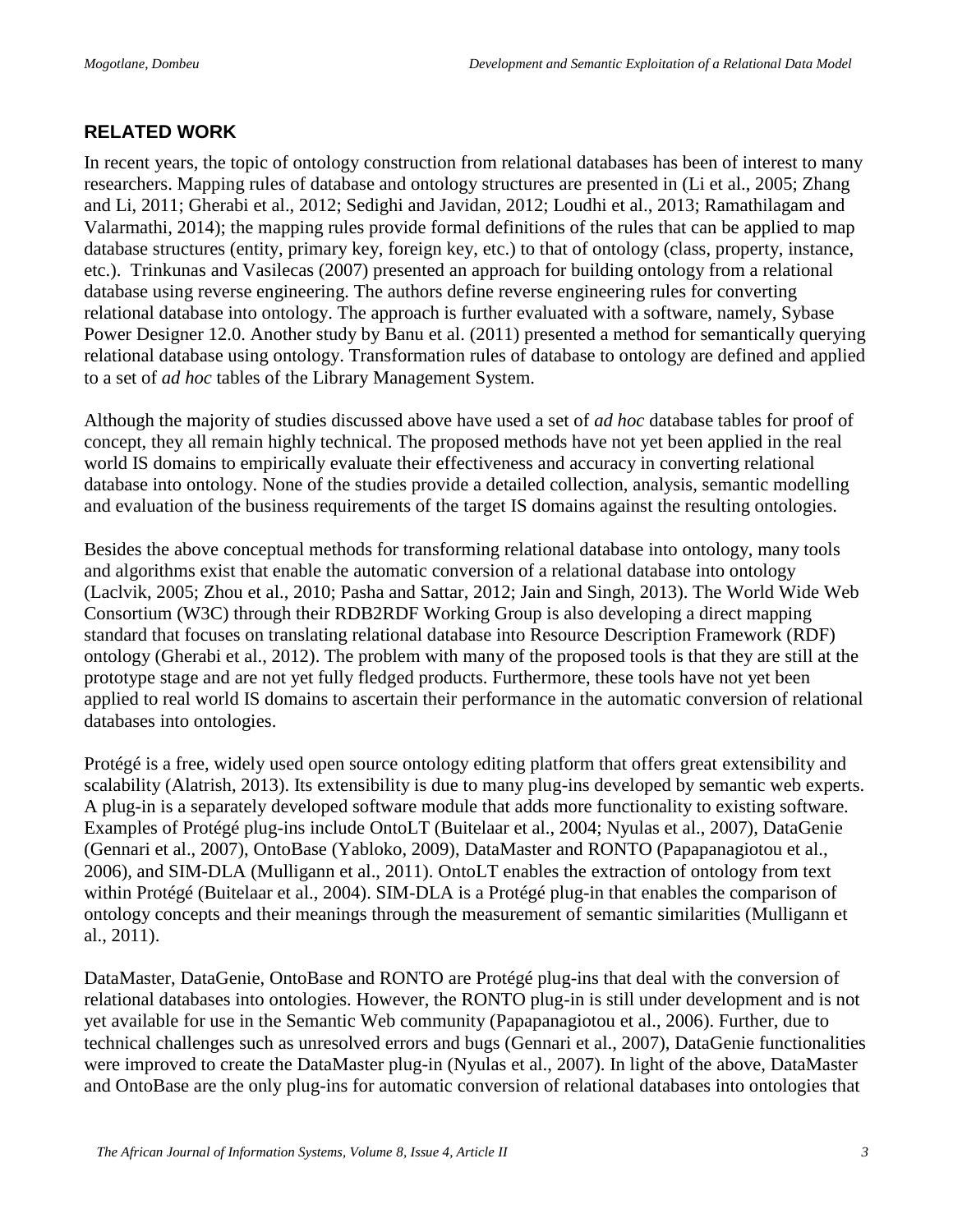## RELATED WORK

In recent years, the topic of ontology construction from relational databases has been of interest to many researchers. Mapping rules of database and ontology structures are presented in (Li et al., 2005; Zhang and Li, 2011; Gherabi et al., 2012; Sedighi and Javidan, 2012; Loudhi et al., 2013; Ramathilagam and Valarmathi, 2014); the mapping rules provide formal definitions of the rules that can be applied to map database structures (entity, primary key, foreign key, etc.) to that of ontology (class, property, instance, etc.). Trinkunas and Vasilecas (2007) presented an approach for building ontology from a relational database using reverse engineering. The authors define reverse engineering rules for converting relational database into ontology. The approach is further evaluated with a software, namely, Sybase Power Designer 12.0. Another study by Banu et al. (2011) presented a method for semantically querying relational database using ontology. Transformation rules of database to ontology are defined and applied to a set of *ad hoc* tables of the Library Management System.

Although the majority of studies discussed above have used a set of *ad hoc* database tables for proof of concept, they all remain highly technical. The proposed methods have not yet been applied in the real world IS domains to empirically evaluate their effectiveness and accuracy in converting relational database into ontology. None of the studies provide a detailed collection, analysis, semantic modelling and evaluation of the business requirements of the target IS domains against the resulting ontologies.

Besides the above conceptual methods for transforming relational database into ontology, many tools and algorithms exist that enable the automatic conversion of a relational database into ontology (Laclvik, 2005; Zhou et al., 2010; Pasha and Sattar, 2012; Jain and Singh, 2013). The World Wide Web Consortium (W3C) through their RDB2RDF Working Group is also developing a direct mapping standard that focuses on translating relational database into Resource Description Framework (RDF) ontology (Gherabi et al., 2012). The problem with many of the proposed tools is that they are still at the prototype stage and are not yet fully fledged products. Furthermore, these tools have not yet been applied to real world IS domains to ascertain their performance in the automatic conversion of relational databases into ontologies.

Protégé is a free, widely used open source ontology editing platform that offers great extensibility and scalability (Alatrish, 2013). Its extensibility is due to many plug-ins developed by semantic web experts. A plug-in is a separately developed software module that adds more functionality to existing software. Examples of Protégé plug-ins include OntoLT (Buitelaar et al., 2004; Nyulas et al., 2007), DataGenie (Gennari et al., 2007), OntoBase (Yabloko, 2009), DataMaster and RONTO (Papapanagiotou et al., 2006), and SIM-DLA (Mulligann et al., 2011). OntoLT enables the extraction of ontology from text within Protégé (Buitelaar et al., 2004). SIM-DLA is a Protégé plug-in that enables the comparison of ontology concepts and their meanings through the measurement of semantic similarities (Mulligann et al., 2011).

DataMaster, DataGenie, OntoBase and RONTO are Protégé plug-ins that deal with the conversion of relational databases into ontologies. However, the RONTO plug-in is still under development and is not yet available for use in the Semantic Web community (Papapanagiotou et al., 2006). Further, due to technical challenges such as unresolved errors and bugs (Gennari et al., 2007), DataGenie functionalities were improved to create the DataMaster plug-in (Nyulas et al., 2007). In light of the above, DataMaster and OntoBase are the only plug-ins for automatic conversion of relational databases into ontologies that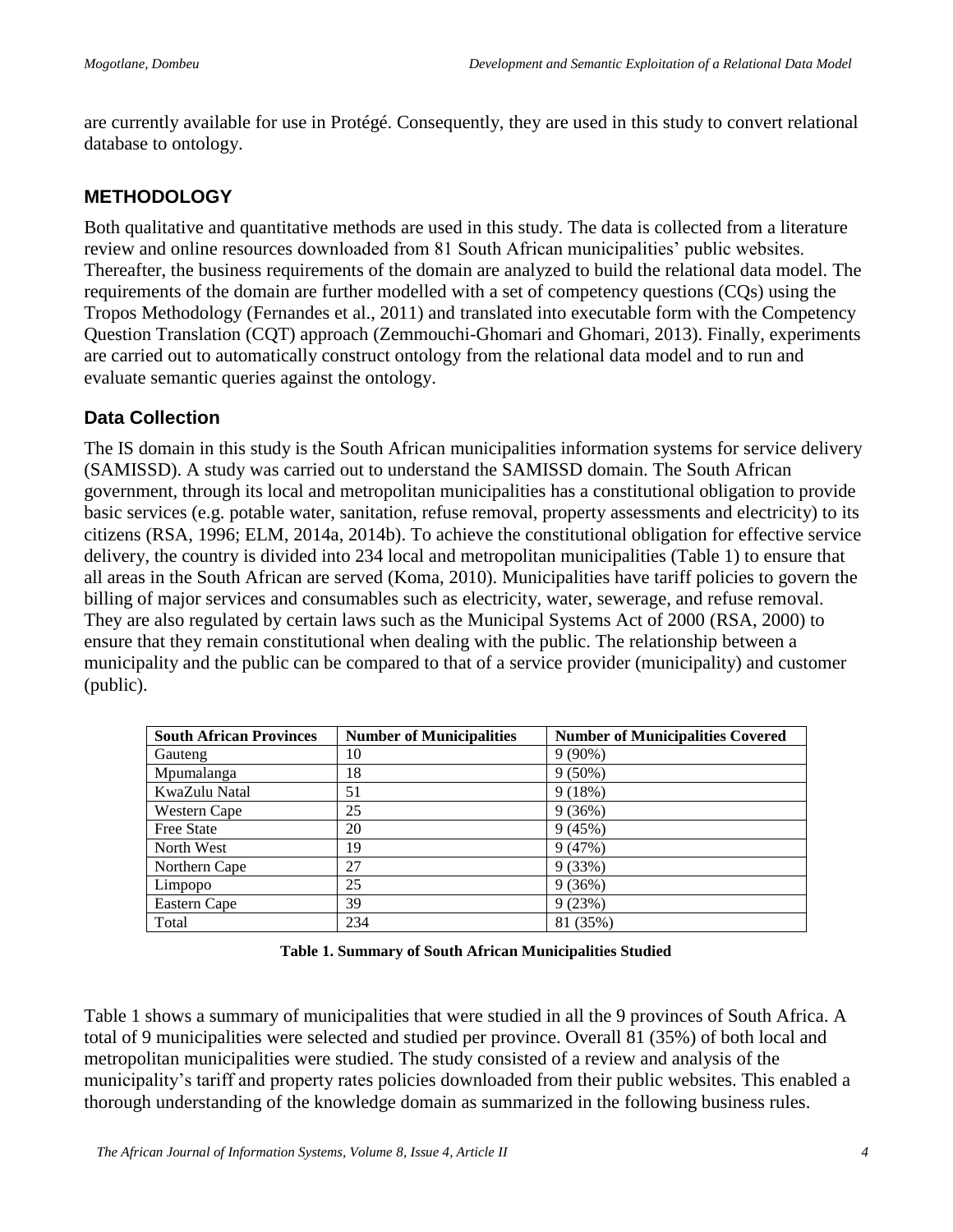are currently available for use in Protégé. Consequently, they are used in this study to convert relational database to ontology.

## METHODOLOGY

Both qualitative and quantitative methods are used in this study. The data is collected from a literature review and online resources downloaded from 81 South African municipalities' public websites. Thereafter, the business requirements of the domain are analyzed to build the relational data model. The requirements of the domain are further modelled with a set of competency questions (CQs) using the Tropos Methodology (Fernandes et al., 2011) and translated into executable form with the Competency Question Translation (CQT) approach (Zemmouchi-Ghomari and Ghomari, 2013). Finally, experiments are carried out to automatically construct ontology from the relational data model and to run and evaluate semantic queries against the ontology.

### Data Collection

The IS domain in this study is the South African municipalities information systems for service delivery (SAMISSD). A study was carried out to understand the SAMISSD domain. The South African government, through its local and metropolitan municipalities has a constitutional obligation to provide basic services (e.g. potable water, sanitation, refuse removal, property assessments and electricity) to its citizens (RSA, 1996; ELM, 2014a, 2014b). To achieve the constitutional obligation for effective service delivery, the country is divided into 234 local and metropolitan municipalities (Table 1) to ensure that all areas in the South African are served (Koma, 2010). Municipalities have tariff policies to govern the billing of major services and consumables such as electricity, water, sewerage, and refuse removal. They are also regulated by certain laws such as the Municipal Systems Act of 2000 (RSA, 2000) to ensure that they remain constitutional when dealing with the public. The relationship between a municipality and the public can be compared to that of a service provider (municipality) and customer (public).

| South African Provinces | Number of Municipalities | Number of Municipalities Covered |
|---|---|---|
| Gauteng | 10 | 9 (90%) |
| Mpumalanga | 18 | 9 (50%) |
| KwaZulu Natal | 51 | 9 (18%) |
| Western Cape | 25 | 9 (36%) |
| Free State | 20 | 9 (45%) |
| North West | 19 | 9 (47%) |
| Northern Cape | 27 | 9 (33%) |
| Limpopo | 25 | 9 (36%) |
| Eastern Cape | 39 | 9 (23%) |
| Total | 234 | 81 (35%) |

**Table 1. Summary of South African Municipalities Studied**

Table 1 shows a summary of municipalities that were studied in all the 9 provinces of South Africa. A total of 9 municipalities were selected and studied per province. Overall 81 (35%) of both local and metropolitan municipalities were studied. The study consisted of a review and analysis of the municipality's tariff and property rates policies downloaded from their public websites. This enabled a thorough understanding of the knowledge domain as summarized in the following business rules.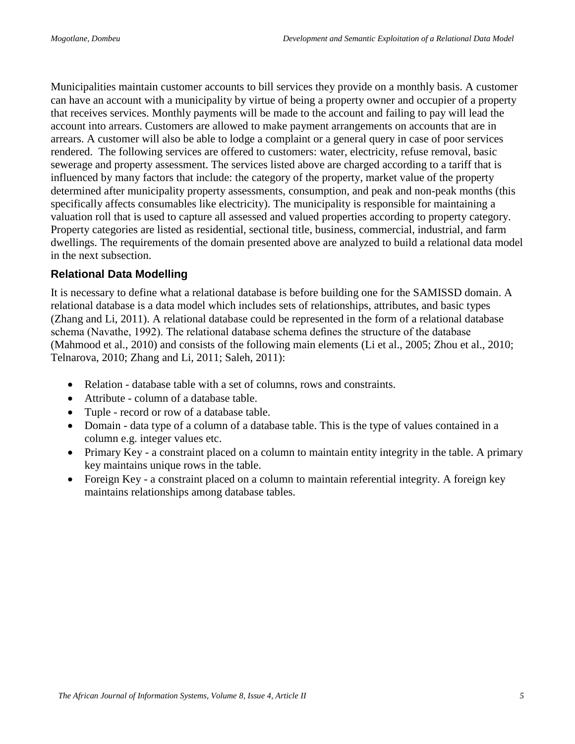Municipalities maintain customer accounts to bill services they provide on a monthly basis. A customer can have an account with a municipality by virtue of being a property owner and occupier of a property that receives services. Monthly payments will be made to the account and failing to pay will lead the account into arrears. Customers are allowed to make payment arrangements on accounts that are in arrears. A customer will also be able to lodge a complaint or a general query in case of poor services rendered. The following services are offered to customers: water, electricity, refuse removal, basic sewerage and property assessment. The services listed above are charged according to a tariff that is influenced by many factors that include: the category of the property, market value of the property determined after municipality property assessments, consumption, and peak and non-peak months (this specifically affects consumables like electricity). The municipality is responsible for maintaining a valuation roll that is used to capture all assessed and valued properties according to property category. Property categories are listed as residential, sectional title, business, commercial, industrial, and farm dwellings. The requirements of the domain presented above are analyzed to build a relational data model in the next subsection.

### Relational Data Modelling

It is necessary to define what a relational database is before building one for the SAMISSD domain. A relational database is a data model which includes sets of relationships, attributes, and basic types (Zhang and Li, 2011). A relational database could be represented in the form of a relational database schema (Navathe, 1992). The relational database schema defines the structure of the database (Mahmood et al., 2010) and consists of the following main elements (Li et al., 2005; Zhou et al., 2010; Telnarova, 2010; Zhang and Li, 2011; Saleh, 2011):

- Relation - database table with a set of columns, rows and constraints.
- Attribute - column of a database table.
- Tuple - record or row of a database table.
- Domain - data type of a column of a database table. This is the type of values contained in a column e.g. integer values etc.
- Primary Key - a constraint placed on a column to maintain entity integrity in the table. A primary key maintains unique rows in the table.
- Foreign Key - a constraint placed on a column to maintain referential integrity. A foreign key maintains relationships among database tables.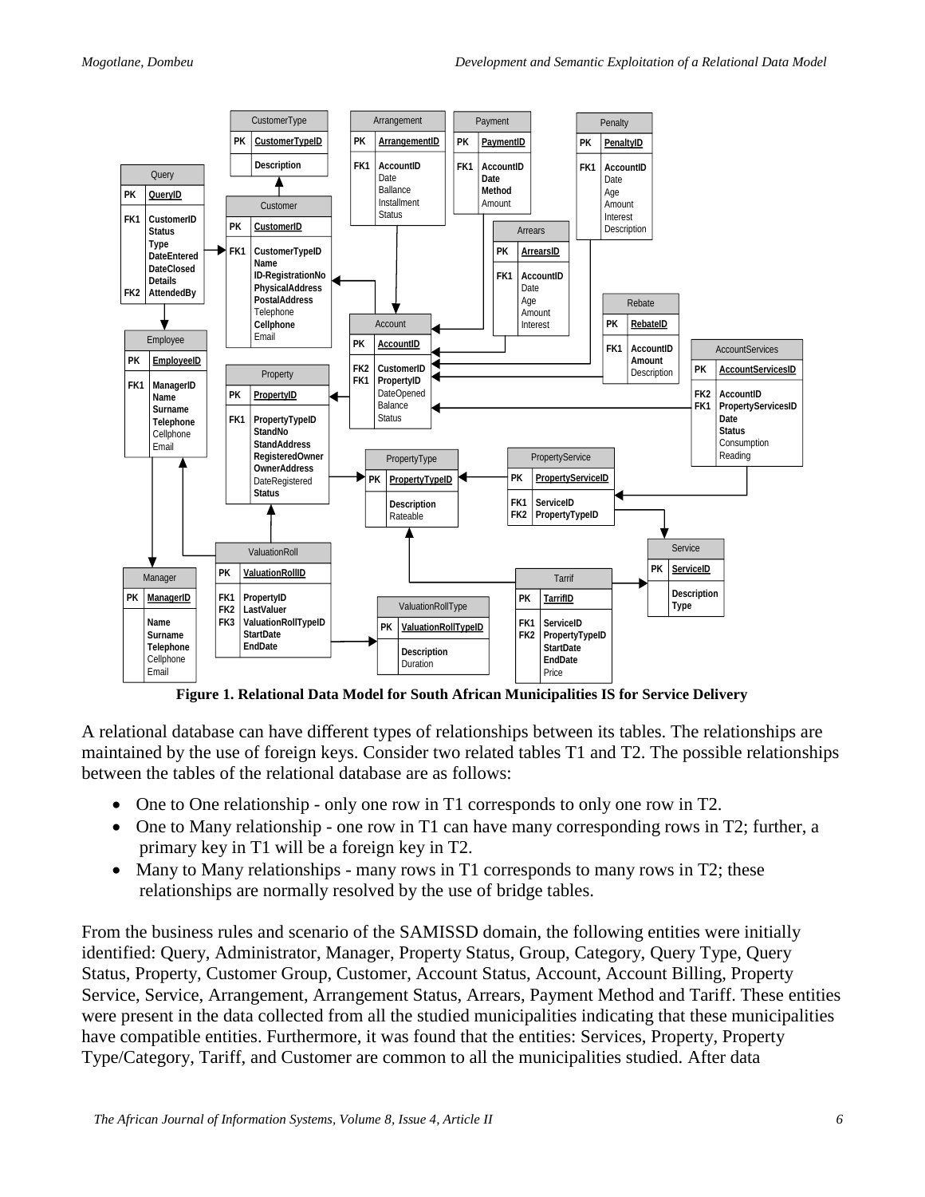**Figure 1. Relational Data Model for South African Municipalities IS for Service Delivery**

A relational database can have different types of relationships between its tables. The relationships are maintained by the use of foreign keys. Consider two related tables T1 and T2. The possible relationships between the tables of the relational database are as follows:

- One to One relationship - only one row in T1 corresponds to only one row in T2.
- One to Many relationship - one row in T1 can have many corresponding rows in T2; further, a primary key in T1 will be a foreign key in T2.
- Many to Many relationships - many rows in T1 corresponds to many rows in T2; these relationships are normally resolved by the use of bridge tables.

From the business rules and scenario of the SAMISSD domain, the following entities were initially identified: Query, Administrator, Manager, Property Status, Group, Category, Query Type, Query Status, Property, Customer Group, Customer, Account Status, Account, Account Billing, Property Service, Service, Arrangement, Arrangement Status, Arrears, Payment Method and Tariff. These entities were present in the data collected from all the studied municipalities indicating that these municipalities have compatible entities. Furthermore, it was found that the entities: Services, Property, Property Type/Category, Tariff, and Customer are common to all the municipalities studied. After data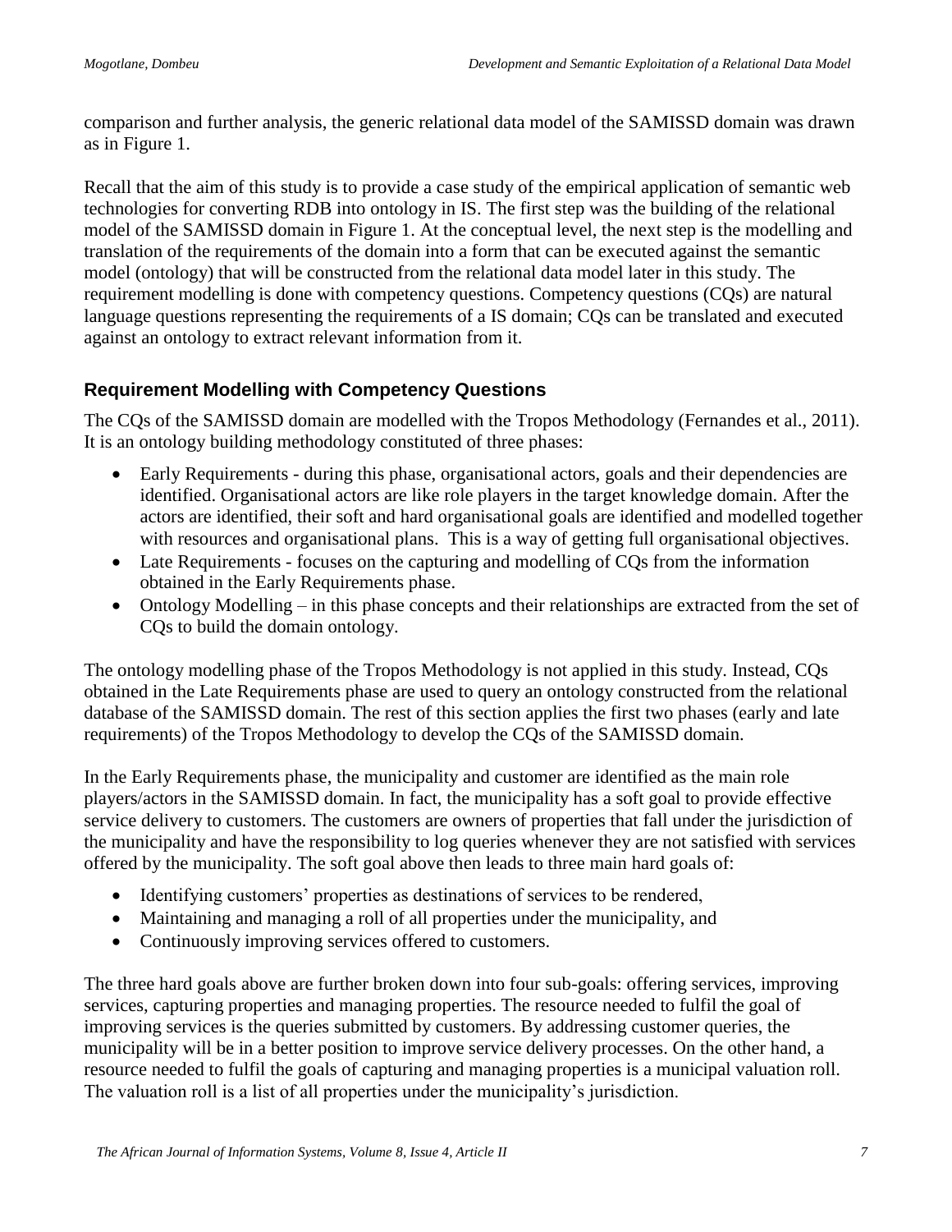comparison and further analysis, the generic relational data model of the SAMISSD domain was drawn as in Figure 1.

Recall that the aim of this study is to provide a case study of the empirical application of semantic web technologies for converting RDB into ontology in IS. The first step was the building of the relational model of the SAMISSD domain in Figure 1. At the conceptual level, the next step is the modelling and translation of the requirements of the domain into a form that can be executed against the semantic model (ontology) that will be constructed from the relational data model later in this study. The requirement modelling is done with competency questions. Competency questions (CQs) are natural language questions representing the requirements of a IS domain; CQs can be translated and executed against an ontology to extract relevant information from it.

## Requirement Modelling with Competency Questions

The CQs of the SAMISSD domain are modelled with the Tropos Methodology (Fernandes et al., 2011). It is an ontology building methodology constituted of three phases:

- Early Requirements - during this phase, organisational actors, goals and their dependencies are identified. Organisational actors are like role players in the target knowledge domain. After the actors are identified, their soft and hard organisational goals are identified and modelled together with resources and organisational plans. This is a way of getting full organisational objectives.
- Late Requirements - focuses on the capturing and modelling of CQs from the information obtained in the Early Requirements phase.
- Ontology Modelling – in this phase concepts and their relationships are extracted from the set of CQs to build the domain ontology.

The ontology modelling phase of the Tropos Methodology is not applied in this study. Instead, CQs obtained in the Late Requirements phase are used to query an ontology constructed from the relational database of the SAMISSD domain. The rest of this section applies the first two phases (early and late requirements) of the Tropos Methodology to develop the CQs of the SAMISSD domain.

In the Early Requirements phase, the municipality and customer are identified as the main role players/actors in the SAMISSD domain. In fact, the municipality has a soft goal to provide effective service delivery to customers. The customers are owners of properties that fall under the jurisdiction of the municipality and have the responsibility to log queries whenever they are not satisfied with services offered by the municipality. The soft goal above then leads to three main hard goals of:

- Identifying customers' properties as destinations of services to be rendered,
- Maintaining and managing a roll of all properties under the municipality, and
- Continuously improving services offered to customers.

The three hard goals above are further broken down into four sub-goals: offering services, improving services, capturing properties and managing properties. The resource needed to fulfil the goal of improving services is the queries submitted by customers. By addressing customer queries, the municipality will be in a better position to improve service delivery processes. On the other hand, a resource needed to fulfil the goals of capturing and managing properties is a municipal valuation roll. The valuation roll is a list of all properties under the municipality's jurisdiction.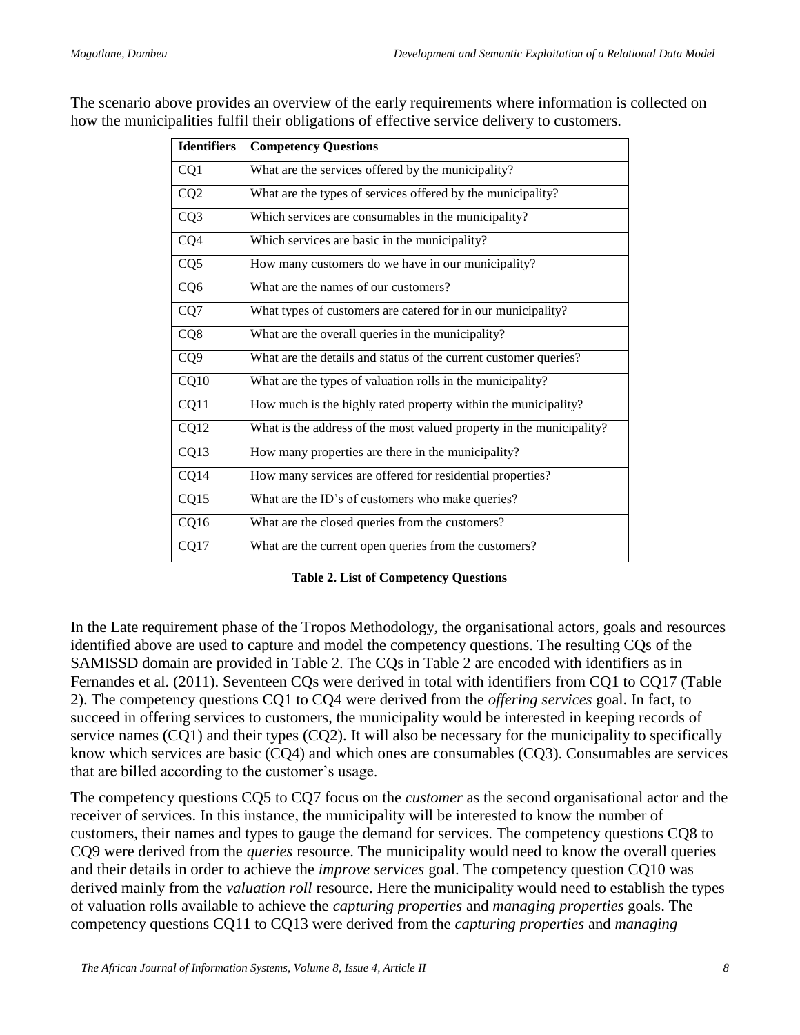The scenario above provides an overview of the early requirements where information is collected on how the municipalities fulfil their obligations of effective service delivery to customers.

| Identifiers | Competency Questions |
|---|---|
| CQ1 | What are the services offered by the municipality? |
| CQ2 | What are the types of services offered by the municipality? |
| CQ3 | Which services are consumables in the municipality? |
| CQ4 | Which services are basic in the municipality? |
| CQ5 | How many customers do we have in our municipality? |
| CQ6 | What are the names of our customers? |
| CQ7 | What types of customers are catered for in our municipality? |
| CQ8 | What are the overall queries in the municipality? |
| CQ9 | What are the details and status of the current customer queries? |
| CQ10 | What are the types of valuation rolls in the municipality? |
| CQ11 | How much is the highly rated property within the municipality? |
| CQ12 | What is the address of the most valued property in the municipality? |
| CQ13 | How many properties are there in the municipality? |
| CQ14 | How many services are offered for residential properties? |
| CQ15 | What are the ID's of customers who make queries? |
| CQ16 | What are the closed queries from the customers? |
| CQ17 | What are the current open queries from the customers? |

**Table 2. List of Competency Questions**

In the Late requirement phase of the Tropos Methodology, the organisational actors, goals and resources identified above are used to capture and model the competency questions. The resulting CQs of the SAMISSD domain are provided in Table 2. The CQs in Table 2 are encoded with identifiers as in Fernandes et al. (2011). Seventeen CQs were derived in total with identifiers from CQ1 to CQ17 (Table 2). The competency questions CQ1 to CQ4 were derived from the *offering services* goal. In fact, to succeed in offering services to customers, the municipality would be interested in keeping records of service names (CQ1) and their types (CQ2). It will also be necessary for the municipality to specifically know which services are basic (CQ4) and which ones are consumables (CQ3). Consumables are services that are billed according to the customer's usage.

The competency questions CQ5 to CQ7 focus on the *customer* as the second organisational actor and the receiver of services. In this instance, the municipality will be interested to know the number of customers, their names and types to gauge the demand for services. The competency questions CQ8 to CQ9 were derived from the *queries* resource. The municipality would need to know the overall queries and their details in order to achieve the *improve services* goal. The competency question CQ10 was derived mainly from the *valuation roll* resource. Here the municipality would need to establish the types of valuation rolls available to achieve the *capturing properties* and *managing properties* goals. The competency questions CQ11 to CQ13 were derived from the *capturing properties* and *managing*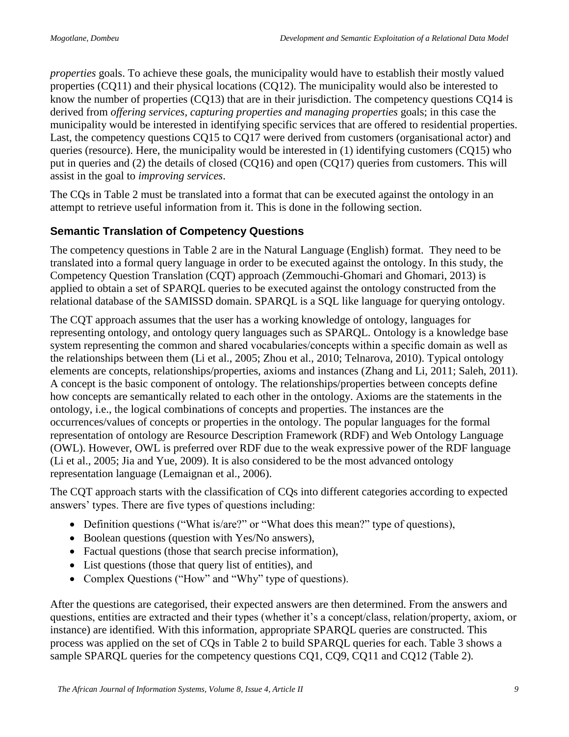*properties* goals. To achieve these goals, the municipality would have to establish their mostly valued properties (CQ11) and their physical locations (CQ12). The municipality would also be interested to know the number of properties (CQ13) that are in their jurisdiction. The competency questions CQ14 is derived from *offering services, capturing properties and managing properties* goals; in this case the municipality would be interested in identifying specific services that are offered to residential properties. Last, the competency questions CQ15 to CQ17 were derived from customers (organisational actor) and queries (resource). Here, the municipality would be interested in (1) identifying customers (CQ15) who put in queries and (2) the details of closed (CQ16) and open (CQ17) queries from customers. This will assist in the goal to *improving services*.

The CQs in Table 2 must be translated into a format that can be executed against the ontology in an attempt to retrieve useful information from it. This is done in the following section.

### Semantic Translation of Competency Questions

The competency questions in Table 2 are in the Natural Language (English) format. They need to be translated into a formal query language in order to be executed against the ontology. In this study, the Competency Question Translation (CQT) approach (Zemmouchi-Ghomari and Ghomari, 2013) is applied to obtain a set of SPARQL queries to be executed against the ontology constructed from the relational database of the SAMISSD domain. SPARQL is a SQL like language for querying ontology.

The CQT approach assumes that the user has a working knowledge of ontology, languages for representing ontology, and ontology query languages such as SPARQL. Ontology is a knowledge base system representing the common and shared vocabularies/concepts within a specific domain as well as the relationships between them (Li et al., 2005; Zhou et al., 2010; Telnarova, 2010). Typical ontology elements are concepts, relationships/properties, axioms and instances (Zhang and Li, 2011; Saleh, 2011). A concept is the basic component of ontology. The relationships/properties between concepts define how concepts are semantically related to each other in the ontology. Axioms are the statements in the ontology, i.e., the logical combinations of concepts and properties. The instances are the occurrences/values of concepts or properties in the ontology. The popular languages for the formal representation of ontology are Resource Description Framework (RDF) and Web Ontology Language (OWL). However, OWL is preferred over RDF due to the weak expressive power of the RDF language (Li et al., 2005; Jia and Yue, 2009). It is also considered to be the most advanced ontology representation language (Lemaignan et al., 2006).

The CQT approach starts with the classification of CQs into different categories according to expected answers' types. There are five types of questions including:

- Definition questions ("What is/are?" or "What does this mean?" type of questions),
- Boolean questions (question with Yes/No answers),
- Factual questions (those that search precise information),
- List questions (those that query list of entities), and
- Complex Questions ("How" and "Why" type of questions).

After the questions are categorised, their expected answers are then determined. From the answers and questions, entities are extracted and their types (whether it's a concept/class, relation/property, axiom, or instance) are identified. With this information, appropriate SPARQL queries are constructed. This process was applied on the set of CQs in Table 2 to build SPARQL queries for each. Table 3 shows a sample SPARQL queries for the competency questions CQ1, CQ9, CQ11 and CQ12 (Table 2).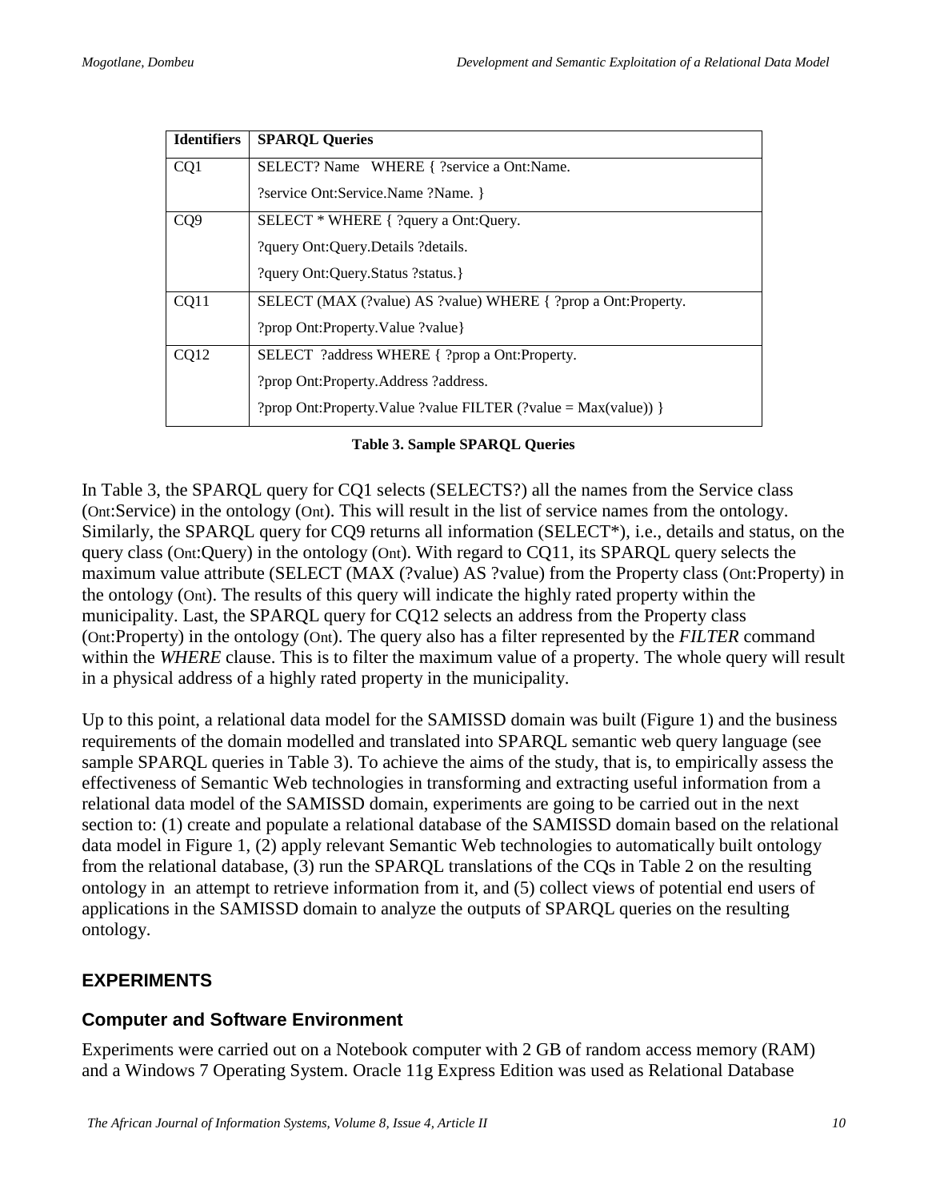| Identifiers | SPARQL Queries |
|---|---|
| CQ1 | SELECT? Name WHERE { ?service a Ont:Name.<br>?service Ont:Service.Name ?Name. } |
| CQ9 | SELECT * WHERE { ?query a Ont:Query.<br>?query Ont:Query.Details ?details.<br>?query Ont:Query.Status ?status.} |
| CQ11 | SELECT (MAX (?value) AS ?value) WHERE { ?prop a Ont:Property.<br>?prop Ont:Property.Value ?value} |
| CQ12 | SELECT ?address WHERE { ?prop a Ont:Property.<br>?prop Ont:Property.Address ?address.<br>?prop Ont:Property.Value ?value FILTER (?value = Max(value)) } |

**Table 3. Sample SPARQL Queries**

In Table 3, the SPARQL query for CQ1 selects (SELECTS?) all the names from the Service class (Ont:Service) in the ontology (Ont). This will result in the list of service names from the ontology. Similarly, the SPARQL query for CQ9 returns all information (SELECT*), i.e., details and status, on the query class (Ont:Query) in the ontology (Ont). With regard to CQ11, its SPARQL query selects the maximum value attribute (SELECT (MAX (?value) AS ?value) from the Property class (Ont:Property) in the ontology (Ont). The results of this query will indicate the highly rated property within the municipality. Last, the SPARQL query for CQ12 selects an address from the Property class (Ont:Property) in the ontology (Ont). The query also has a filter represented by the *FILTER* command within the *WHERE* clause. This is to filter the maximum value of a property. The whole query will result in a physical address of a highly rated property in the municipality.

Up to this point, a relational data model for the SAMISSD domain was built (Figure 1) and the business requirements of the domain modelled and translated into SPARQL semantic web query language (see sample SPARQL queries in Table 3). To achieve the aims of the study, that is, to empirically assess the effectiveness of Semantic Web technologies in transforming and extracting useful information from a relational data model of the SAMISSD domain, experiments are going to be carried out in the next section to: (1) create and populate a relational database of the SAMISSD domain based on the relational data model in Figure 1, (2) apply relevant Semantic Web technologies to automatically built ontology from the relational database, (3) run the SPARQL translations of the CQs in Table 2 on the resulting ontology in an attempt to retrieve information from it, and (5) collect views of potential end users of applications in the SAMISSD domain to analyze the outputs of SPARQL queries on the resulting ontology.

## EXPERIMENTS

### Computer and Software Environment

Experiments were carried out on a Notebook computer with 2 GB of random access memory (RAM) and a Windows 7 Operating System. Oracle 11g Express Edition was used as Relational Database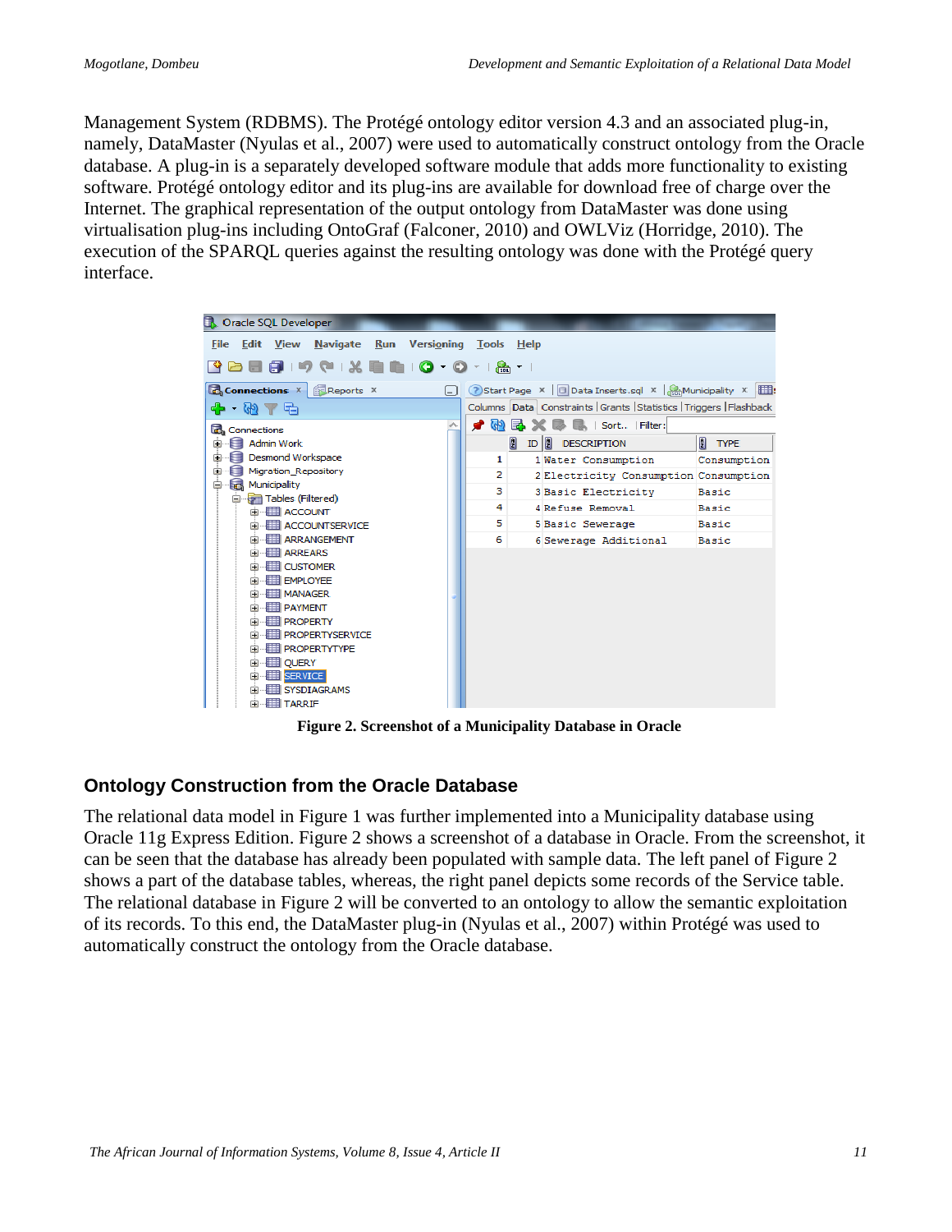Management System (RDBMS). The Protégé ontology editor version 4.3 and an associated plug-in, namely, DataMaster (Nyulas et al., 2007) were used to automatically construct ontology from the Oracle database. A plug-in is a separately developed software module that adds more functionality to existing software. Protégé ontology editor and its plug-ins are available for download free of charge over the Internet. The graphical representation of the output ontology from DataMaster was done using virtualisation plug-ins including OntoGraf (Falconer, 2010) and OWLViz (Horridge, 2010). The execution of the SPARQL queries against the resulting ontology was done with the Protégé query interface.

**Figure 2. Screenshot of a Municipality Database in Oracle**

## Ontology Construction from the Oracle Database

The relational data model in Figure 1 was further implemented into a Municipality database using Oracle 11g Express Edition. Figure 2 shows a screenshot of a database in Oracle. From the screenshot, it can be seen that the database has already been populated with sample data. The left panel of Figure 2 shows a part of the database tables, whereas, the right panel depicts some records of the Service table. The relational database in Figure 2 will be converted to an ontology to allow the semantic exploitation of its records. To this end, the DataMaster plug-in (Nyulas et al., 2007) within Protégé was used to automatically construct the ontology from the Oracle database.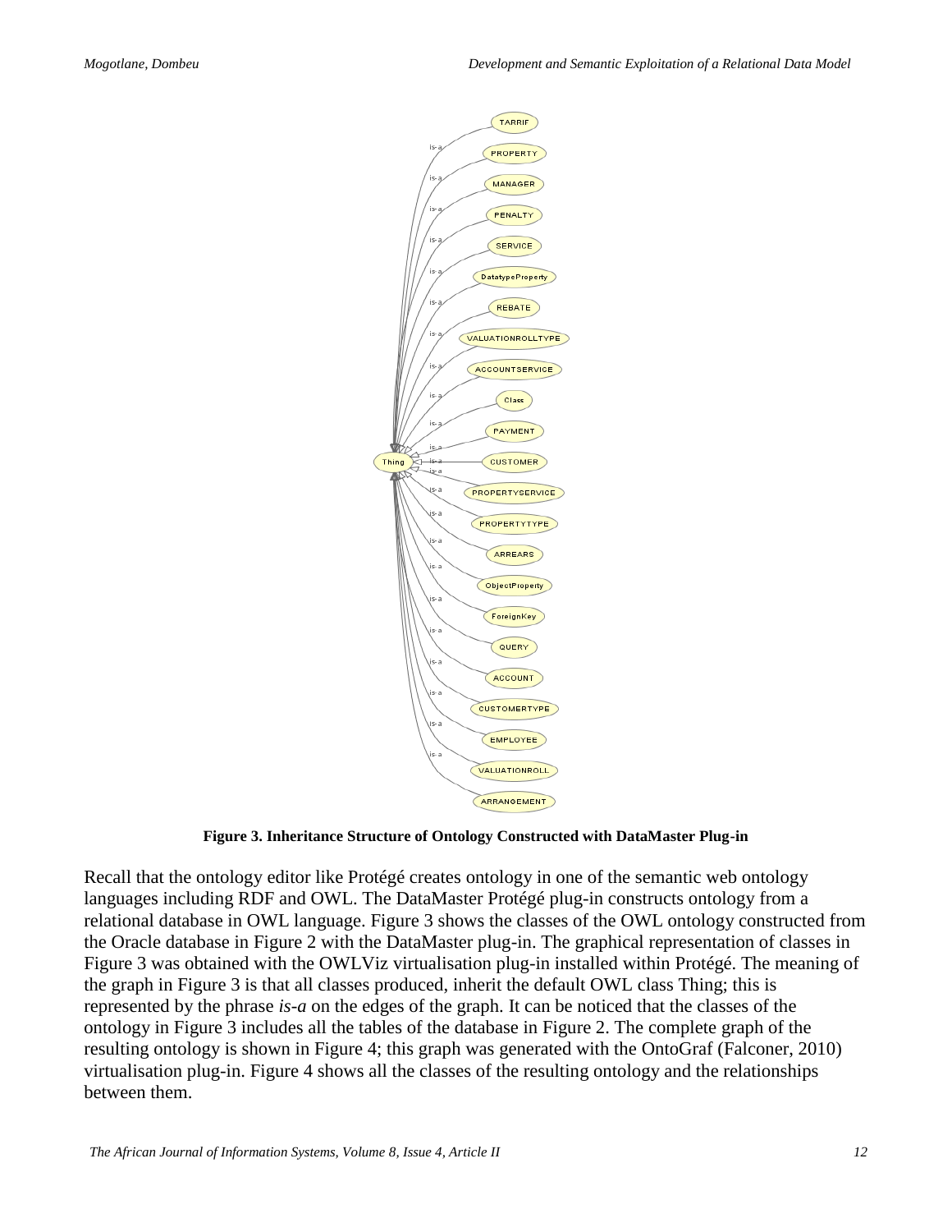**Figure 3. Inheritance Structure of Ontology Constructed with DataMaster Plug-in**

Recall that the ontology editor like Protégé creates ontology in one of the semantic web ontology languages including RDF and OWL. The DataMaster Protégé plug-in constructs ontology from a relational database in OWL language. Figure 3 shows the classes of the OWL ontology constructed from the Oracle database in Figure 2 with the DataMaster plug-in. The graphical representation of classes in Figure 3 was obtained with the OWLViz virtualisation plug-in installed within Protégé. The meaning of the graph in Figure 3 is that all classes produced, inherit the default OWL class Thing; this is represented by the phrase *is-a* on the edges of the graph. It can be noticed that the classes of the ontology in Figure 3 includes all the tables of the database in Figure 2. The complete graph of the resulting ontology is shown in Figure 4; this graph was generated with the OntoGraf (Falconer, 2010) virtualisation plug-in. Figure 4 shows all the classes of the resulting ontology and the relationships between them.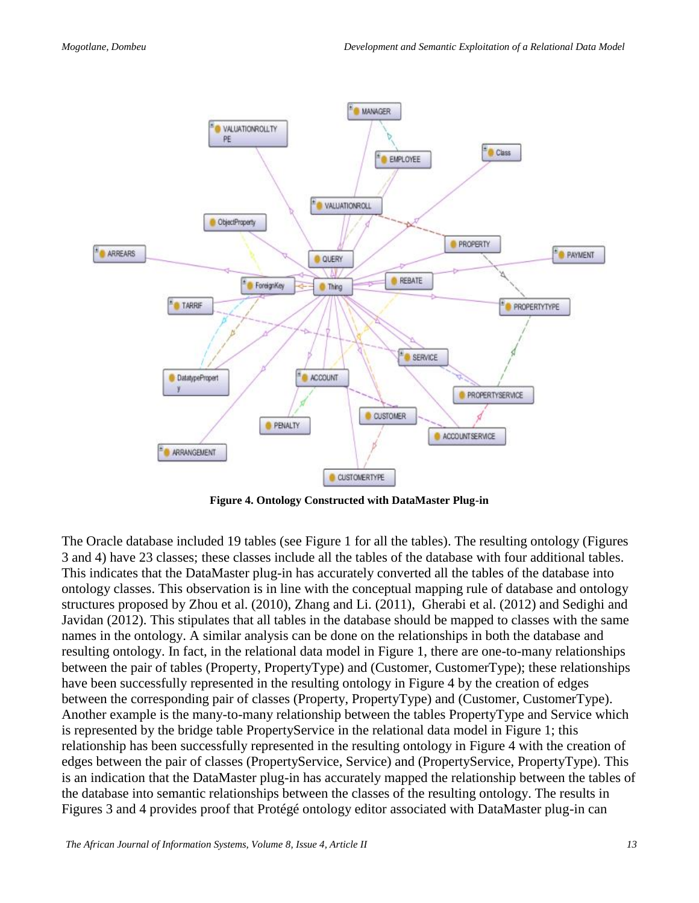**Figure 4. Ontology Constructed with DataMaster Plug-in**

The Oracle database included 19 tables (see Figure 1 for all the tables). The resulting ontology (Figures 3 and 4) have 23 classes; these classes include all the tables of the database with four additional tables. This indicates that the DataMaster plug-in has accurately converted all the tables of the database into ontology classes. This observation is in line with the conceptual mapping rule of database and ontology structures proposed by Zhou et al. (2010), Zhang and Li. (2011), Gherabi et al. (2012) and Sedighi and Javidan (2012). This stipulates that all tables in the database should be mapped to classes with the same names in the ontology. A similar analysis can be done on the relationships in both the database and resulting ontology. In fact, in the relational data model in Figure 1, there are one-to-many relationships between the pair of tables (Property, PropertyType) and (Customer, CustomerType); these relationships have been successfully represented in the resulting ontology in Figure 4 by the creation of edges between the corresponding pair of classes (Property, PropertyType) and (Customer, CustomerType). Another example is the many-to-many relationship between the tables PropertyType and Service which is represented by the bridge table PropertyService in the relational data model in Figure 1; this relationship has been successfully represented in the resulting ontology in Figure 4 with the creation of edges between the pair of classes (PropertyService, Service) and (PropertyService, PropertyType). This is an indication that the DataMaster plug-in has accurately mapped the relationship between the tables of the database into semantic relationships between the classes of the resulting ontology. The results in Figures 3 and 4 provides proof that Protégé ontology editor associated with DataMaster plug-in can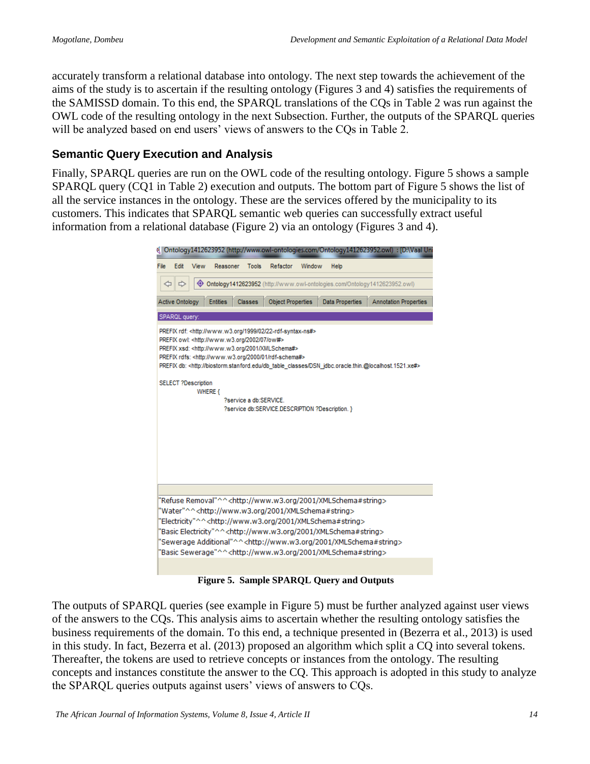accurately transform a relational database into ontology. The next step towards the achievement of the aims of the study is to ascertain if the resulting ontology (Figures 3 and 4) satisfies the requirements of the SAMISSD domain. To this end, the SPARQL translations of the CQs in Table 2 was run against the OWL code of the resulting ontology in the next Subsection. Further, the outputs of the SPARQL queries will be analyzed based on end users' views of answers to the CQs in Table 2.

### Semantic Query Execution and Analysis

Finally, SPARQL queries are run on the OWL code of the resulting ontology. Figure 5 shows a sample SPARQL query (CQ1 in Table 2) execution and outputs. The bottom part of Figure 5 shows the list of all the service instances in the ontology. These are the services offered by the municipality to its customers. This indicates that SPARQL semantic web queries can successfully extract useful information from a relational database (Figure 2) via an ontology (Figures 3 and 4).

```
PREFIX rdf: <http://www.w3.org/1999/02/22-rdf-syntax-ns#>
PREFIX owl: <http://www.w3.org/2002/07/owl#>
PREFIX xsd: <http://www.w3.org/2001/XMLSchema#>
PREFIX rdfs: <http://www.w3.org/2000/01/rdf-schema#>
PREFIX db: <http://biostorm.stanford.edu/db_table_classes/DSN_jdbc.oracle.thin.@localhost.1521.xe#>

SELECT ?Description
        WHERE {
                ?service a db:SERVICE.
                ?service db:SERVICE.DESCRIPTION ?Description. }
```

```
"Refuse Removal"^^<http://www.w3.org/2001/XMLSchema#string>
"Water"^^<http://www.w3.org/2001/XMLSchema#string>
"Electricity"^^<http://www.w3.org/2001/XMLSchema#string>
"Basic Electricity"^^<http://www.w3.org/2001/XMLSchema#string>
"Sewerage Additional"^^<http://www.w3.org/2001/XMLSchema#string>
"Basic Sewerage"^^<http://www.w3.org/2001/XMLSchema#string>
```

**Figure 5. Sample SPARQL Query and Outputs**

The outputs of SPARQL queries (see example in Figure 5) must be further analyzed against user views of the answers to the CQs. This analysis aims to ascertain whether the resulting ontology satisfies the business requirements of the domain. To this end, a technique presented in (Bezerra et al., 2013) is used in this study. In fact, Bezerra et al. (2013) proposed an algorithm which split a CQ into several tokens. Thereafter, the tokens are used to retrieve concepts or instances from the ontology. The resulting concepts and instances constitute the answer to the CQ. This approach is adopted in this study to analyze the SPARQL queries outputs against users' views of answers to CQs.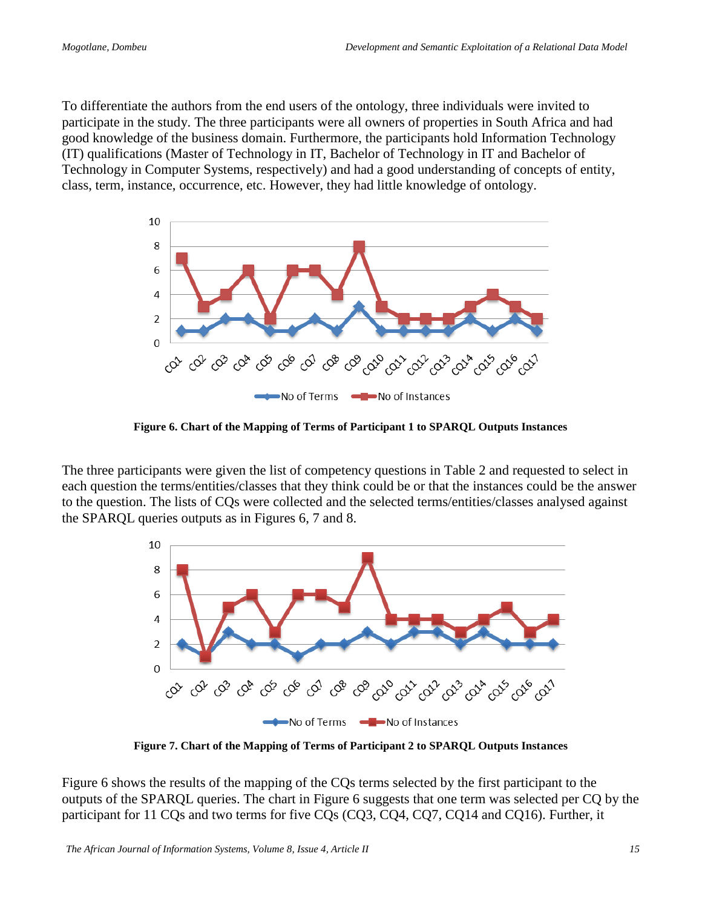To differentiate the authors from the end users of the ontology, three individuals were invited to participate in the study. The three participants were all owners of properties in South Africa and had good knowledge of the business domain. Furthermore, the participants hold Information Technology (IT) qualifications (Master of Technology in IT, Bachelor of Technology in IT and Bachelor of Technology in Computer Systems, respectively) and had a good understanding of concepts of entity, class, term, instance, occurrence, etc. However, they had little knowledge of ontology.

**Figure 6. Chart of the Mapping of Terms of Participant 1 to SPARQL Outputs Instances**

The three participants were given the list of competency questions in Table 2 and requested to select in each question the terms/entities/classes that they think could be or that the instances could be the answer to the question. The lists of CQs were collected and the selected terms/entities/classes analysed against the SPARQL queries outputs as in Figures 6, 7 and 8.

**Figure 7. Chart of the Mapping of Terms of Participant 2 to SPARQL Outputs Instances**

Figure 6 shows the results of the mapping of the CQs terms selected by the first participant to the outputs of the SPARQL queries. The chart in Figure 6 suggests that one term was selected per CQ by the participant for 11 CQs and two terms for five CQs (CQ3, CQ4, CQ7, CQ14 and CQ16). Further, it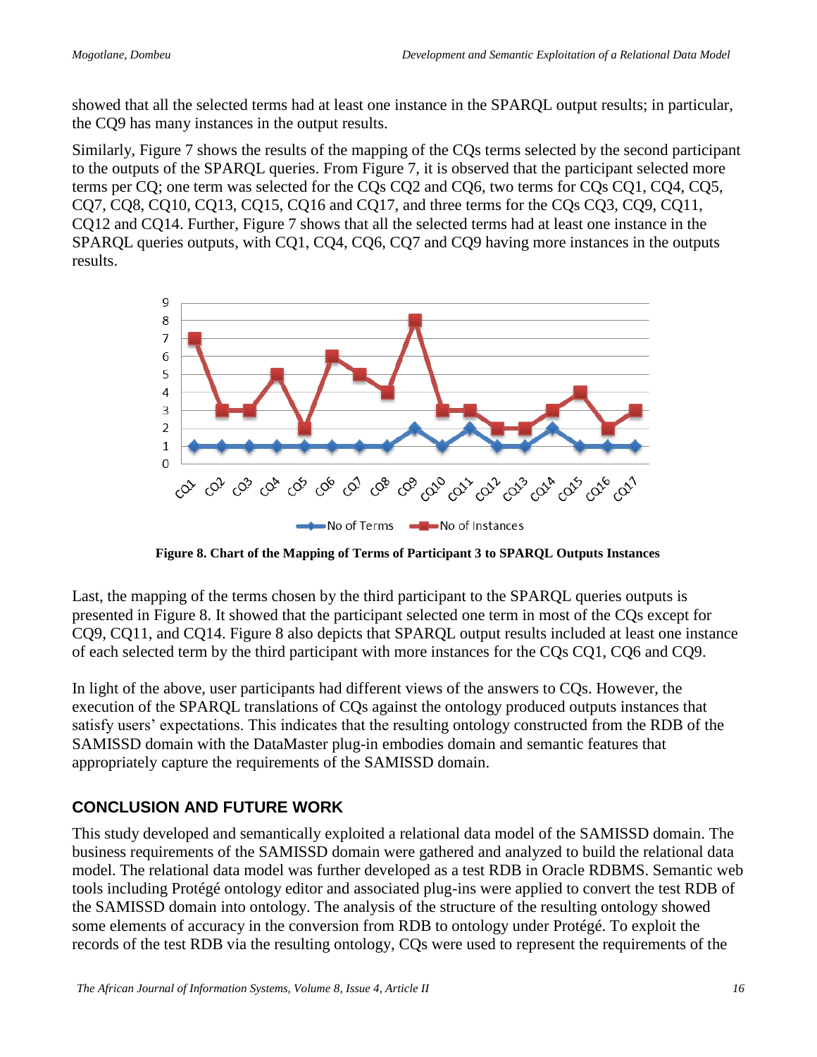showed that all the selected terms had at least one instance in the SPARQL output results; in particular, the CQ9 has many instances in the output results.

Similarly, Figure 7 shows the results of the mapping of the CQs terms selected by the second participant to the outputs of the SPARQL queries. From Figure 7, it is observed that the participant selected more terms per CQ; one term was selected for the CQs CQ2 and CQ6, two terms for CQs CQ1, CQ4, CQ5, CQ7, CQ8, CQ10, CQ13, CQ15, CQ16 and CQ17, and three terms for the CQs CQ3, CQ9, CQ11, CQ12 and CQ14. Further, Figure 7 shows that all the selected terms had at least one instance in the SPARQL queries outputs, with CQ1, CQ4, CQ6, CQ7 and CQ9 having more instances in the outputs results.

**Figure 8. Chart of the Mapping of Terms of Participant 3 to SPARQL Outputs Instances**

Last, the mapping of the terms chosen by the third participant to the SPARQL queries outputs is presented in Figure 8. It showed that the participant selected one term in most of the CQs except for CQ9, CQ11, and CQ14. Figure 8 also depicts that SPARQL output results included at least one instance of each selected term by the third participant with more instances for the CQs CQ1, CQ6 and CQ9.

In light of the above, user participants had different views of the answers to CQs. However, the execution of the SPARQL translations of CQs against the ontology produced outputs instances that satisfy users' expectations. This indicates that the resulting ontology constructed from the RDB of the SAMISSD domain with the DataMaster plug-in embodies domain and semantic features that appropriately capture the requirements of the SAMISSD domain.

## CONCLUSION AND FUTURE WORK

This study developed and semantically exploited a relational data model of the SAMISSD domain. The business requirements of the SAMISSD domain were gathered and analyzed to build the relational data model. The relational data model was further developed as a test RDB in Oracle RDBMS. Semantic web tools including Protégé ontology editor and associated plug-ins were applied to convert the test RDB of the SAMISSD domain into ontology. The analysis of the structure of the resulting ontology showed some elements of accuracy in the conversion from RDB to ontology under Protégé. To exploit the records of the test RDB via the resulting ontology, CQs were used to represent the requirements of the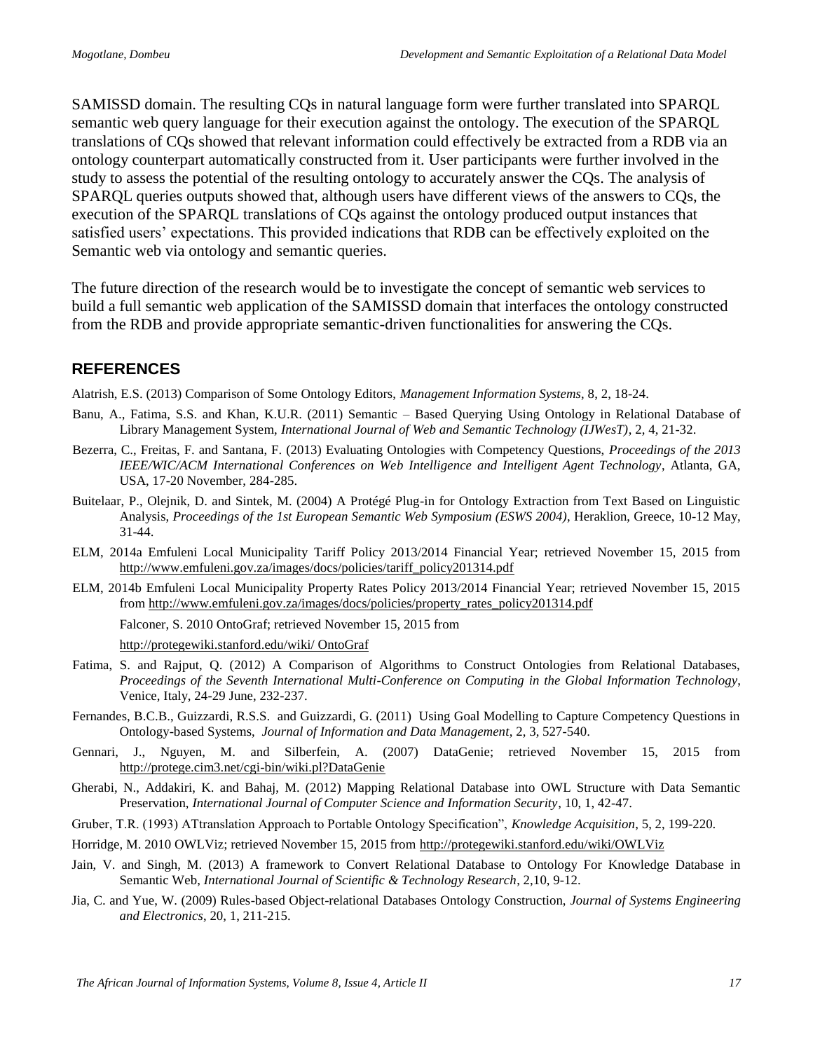SAMISSD domain. The resulting CQs in natural language form were further translated into SPARQL semantic web query language for their execution against the ontology. The execution of the SPARQL translations of CQs showed that relevant information could effectively be extracted from a RDB via an ontology counterpart automatically constructed from it. User participants were further involved in the study to assess the potential of the resulting ontology to accurately answer the CQs. The analysis of SPARQL queries outputs showed that, although users have different views of the answers to CQs, the execution of the SPARQL translations of CQs against the ontology produced output instances that satisfied users' expectations. This provided indications that RDB can be effectively exploited on the Semantic web via ontology and semantic queries.

The future direction of the research would be to investigate the concept of semantic web services to build a full semantic web application of the SAMISSD domain that interfaces the ontology constructed from the RDB and provide appropriate semantic-driven functionalities for answering the CQs.

## REFERENCES

Alatrish, E.S. (2013) Comparison of Some Ontology Editors, *Management Information Systems*, 8, 2, 18-24.

Banu, A., Fatima, S.S. and Khan, K.U.R. (2011) Semantic – Based Querying Using Ontology in Relational Database of Library Management System, *International Journal of Web and Semantic Technology (IJWesT)*, 2, 4, 21-32.

Bezerra, C., Freitas, F. and Santana, F. (2013) Evaluating Ontologies with Competency Questions, *Proceedings of the 2013 IEEE/WIC/ACM International Conferences on Web Intelligence and Intelligent Agent Technology*, Atlanta, GA, USA, 17-20 November, 284-285.

Buitelaar, P., Olejnik, D. and Sintek, M. (2004) A Protégé Plug-in for Ontology Extraction from Text Based on Linguistic Analysis, *Proceedings of the 1st European Semantic Web Symposium (ESWS 2004)*, Heraklion, Greece, 10-12 May, 31-44.

ELM, 2014a Emfuleni Local Municipality Tariff Policy 2013/2014 Financial Year; retrieved November 15, 2015 from http://www.emfuleni.gov.za/images/docs/policies/tariff_policy201314.pdf

ELM, 2014b Emfuleni Local Municipality Property Rates Policy 2013/2014 Financial Year; retrieved November 15, 2015 from http://www.emfuleni.gov.za/images/docs/policies/property_rates_policy201314.pdf

Falconer, S. 2010 OntoGraf; retrieved November 15, 2015 from http://protegewiki.stanford.edu/wiki/ OntoGraf

Fatima, S. and Rajput, Q. (2012) A Comparison of Algorithms to Construct Ontologies from Relational Databases, *Proceedings of the Seventh International Multi-Conference on Computing in the Global Information Technology*, Venice, Italy, 24-29 June, 232-237.

Fernandes, B.C.B., Guizzardi, R.S.S. and Guizzardi, G. (2011) Using Goal Modelling to Capture Competency Questions in Ontology-based Systems, *Journal of Information and Data Management*, 2, 3, 527-540.

Gennari, J., Nguyen, M. and Silberfein, A. (2007) DataGenie; retrieved November 15, 2015 from http://protege.cim3.net/cgi-bin/wiki.pl?DataGenie

Gherabi, N., Addakiri, K. and Bahaj, M. (2012) Mapping Relational Database into OWL Structure with Data Semantic Preservation, *International Journal of Computer Science and Information Security*, 10, 1, 42-47.

Gruber, T.R. (1993) ATtranslation Approach to Portable Ontology Specification", *Knowledge Acquisition*, 5, 2, 199-220.

Horridge, M. 2010 OWLViz; retrieved November 15, 2015 from http://protegewiki.stanford.edu/wiki/OWLViz

Jain, V. and Singh, M. (2013) A framework to Convert Relational Database to Ontology For Knowledge Database in Semantic Web, *International Journal of Scientific & Technology Research*, 2,10, 9-12.

Jia, C. and Yue, W. (2009) Rules-based Object-relational Databases Ontology Construction, *Journal of Systems Engineering and Electronics*, 20, 1, 211-215.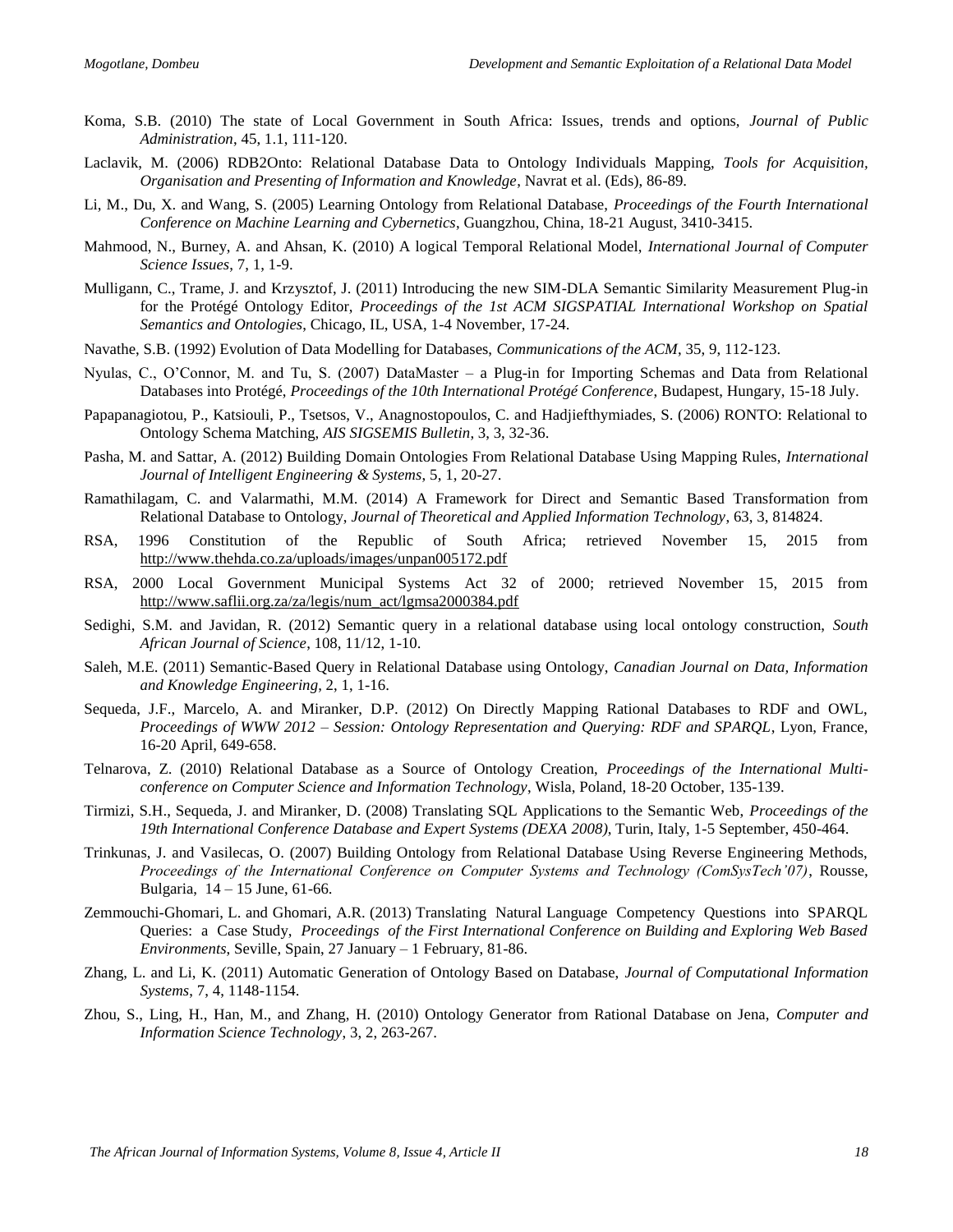Koma, S.B. (2010) The state of Local Government in South Africa: Issues, trends and options, *Journal of Public Administration*, 45, 1.1, 111-120.

Laclavik, M. (2006) RDB2Onto: Relational Database Data to Ontology Individuals Mapping, *Tools for Acquisition, Organisation and Presenting of Information and Knowledge*, Navrat et al. (Eds), 86-89.

Li, M., Du, X. and Wang, S. (2005) Learning Ontology from Relational Database, *Proceedings of the Fourth International Conference on Machine Learning and Cybernetics*, Guangzhou, China, 18-21 August, 3410-3415.

Mahmood, N., Burney, A. and Ahsan, K. (2010) A logical Temporal Relational Model, *International Journal of Computer Science Issues*, 7, 1, 1-9.

Mulligann, C., Trame, J. and Krzysztof, J. (2011) Introducing the new SIM-DLA Semantic Similarity Measurement Plug-in for the Protégé Ontology Editor, *Proceedings of the 1st ACM SIGSPATIAL International Workshop on Spatial Semantics and Ontologies*, Chicago, IL, USA, 1-4 November, 17-24.

Navathe, S.B. (1992) Evolution of Data Modelling for Databases, *Communications of the ACM*, 35, 9, 112-123.

Nyulas, C., O'Connor, M. and Tu, S. (2007) DataMaster – a Plug-in for Importing Schemas and Data from Relational Databases into Protégé, *Proceedings of the 10th International Protégé Conference*, Budapest, Hungary, 15-18 July.

Papapanagiotou, P., Katsiouli, P., Tsetsos, V., Anagnostopoulos, C. and Hadjiefthymiades, S. (2006) RONTO: Relational to Ontology Schema Matching, *AIS SIGSEMIS Bulletin*, 3, 3, 32-36.

Pasha, M. and Sattar, A. (2012) Building Domain Ontologies From Relational Database Using Mapping Rules, *International Journal of Intelligent Engineering & Systems*, 5, 1, 20-27.

Ramathilagam, C. and Valarmathi, M.M. (2014) A Framework for Direct and Semantic Based Transformation from Relational Database to Ontology, *Journal of Theoretical and Applied Information Technology*, 63, 3, 814824.

RSA, 1996 Constitution of the Republic of South Africa; retrieved November 15, 2015 from http://www.thehda.co.za/uploads/images/unpan005172.pdf

RSA, 2000 Local Government Municipal Systems Act 32 of 2000; retrieved November 15, 2015 from http://www.saflii.org.za/za/legis/num_act/lgmsa2000384.pdf

Sedighi, S.M. and Javidan, R. (2012) Semantic query in a relational database using local ontology construction, *South African Journal of Science*, 108, 11/12, 1-10.

Saleh, M.E. (2011) Semantic-Based Query in Relational Database using Ontology, *Canadian Journal on Data, Information and Knowledge Engineering*, 2, 1, 1-16.

Sequeda, J.F., Marcelo, A. and Miranker, D.P. (2012) On Directly Mapping Rational Databases to RDF and OWL, *Proceedings of WWW 2012 – Session: Ontology Representation and Querying: RDF and SPARQL*, Lyon, France, 16-20 April, 649-658.

Telnarova, Z. (2010) Relational Database as a Source of Ontology Creation, *Proceedings of the International Multi-conference on Computer Science and Information Technology*, Wisla, Poland, 18-20 October, 135-139.

Tirmizi, S.H., Sequeda, J. and Miranker, D. (2008) Translating SQL Applications to the Semantic Web, *Proceedings of the 19th International Conference Database and Expert Systems (DEXA 2008)*, Turin, Italy, 1-5 September, 450-464.

Trinkunas, J. and Vasilecas, O. (2007) Building Ontology from Relational Database Using Reverse Engineering Methods, *Proceedings of the International Conference on Computer Systems and Technology (ComSysTech'07)*, Rousse, Bulgaria, 14 – 15 June, 61-66.

Zemmouchi-Ghomari, L. and Ghomari, A.R. (2013) Translating Natural Language Competency Questions into SPARQL Queries: a Case Study, *Proceedings of the First International Conference on Building and Exploring Web Based Environments*, Seville, Spain, 27 January – 1 February, 81-86.

Zhang, L. and Li, K. (2011) Automatic Generation of Ontology Based on Database, *Journal of Computational Information Systems*, 7, 4, 1148-1154.

Zhou, S., Ling, H., Han, M., and Zhang, H. (2010) Ontology Generator from Rational Database on Jena, *Computer and Information Science Technology*, 3, 2, 263-267.